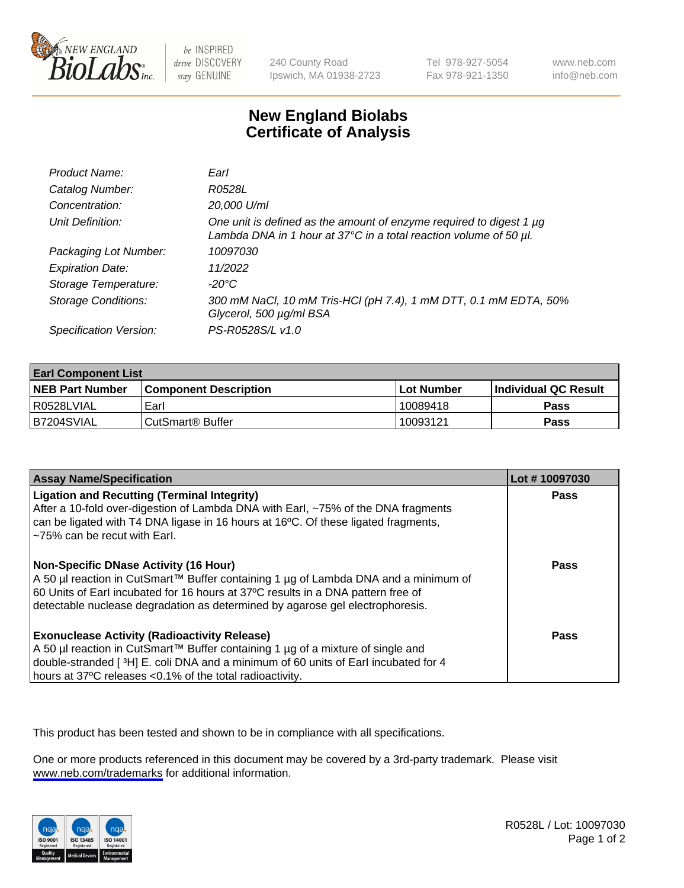New England BioLabs Inc. — be INSPIRED drive DISCOVERY stay GENUINE

240 County Road
Ipswich, MA 01938-2723

Tel 978-927-5054
Fax 978-921-1350

www.neb.com
info@neb.com

# New England Biolabs Certificate of Analysis

| | |
|---|---|
| *Product Name:* | *EarI* |
| *Catalog Number:* | *R0528L* |
| *Concentration:* | *20,000 U/ml* |
| *Unit Definition:* | *One unit is defined as the amount of enzyme required to digest 1 µg Lambda DNA in 1 hour at 37°C in a total reaction volume of 50 µl.* |
| *Packaging Lot Number:* | *10097030* |
| *Expiration Date:* | *11/2022* |
| *Storage Temperature:* | *-20°C* |
| *Storage Conditions:* | *300 mM NaCl, 10 mM Tris-HCl (pH 7.4), 1 mM DTT, 0.1 mM EDTA, 50% Glycerol, 500 µg/ml BSA* |
| *Specification Version:* | *PS-R0528S/L v1.0* |

| **EarI Component List** | | | |
|---|---|---|---|
| **NEB Part Number** | **Component Description** | **Lot Number** | **Individual QC Result** |
| R0528LVIAL | EarI | 10089418 | **Pass** |
| B7204SVIAL | CutSmart® Buffer | 10093121 | **Pass** |

| **Assay Name/Specification** | **Lot # 10097030** |
|---|---|
| **Ligation and Recutting (Terminal Integrity)** After a 10-fold over-digestion of Lambda DNA with EarI, ~75% of the DNA fragments can be ligated with T4 DNA ligase in 16 hours at 16ºC. Of these ligated fragments, ~75% can be recut with EarI. | **Pass** |
| **Non-Specific DNase Activity (16 Hour)** A 50 µl reaction in CutSmart™ Buffer containing 1 µg of Lambda DNA and a minimum of 60 Units of EarI incubated for 16 hours at 37ºC results in a DNA pattern free of detectable nuclease degradation as determined by agarose gel electrophoresis. | **Pass** |
| **Exonuclease Activity (Radioactivity Release)** A 50 µl reaction in CutSmart™ Buffer containing 1 µg of a mixture of single and double-stranded [ $^3$H] E. coli DNA and a minimum of 60 units of EarI incubated for 4 hours at 37ºC releases <0.1% of the total radioactivity. | **Pass** |

This product has been tested and shown to be in compliance with all specifications.

One or more products referenced in this document may be covered by a 3rd-party trademark. Please visit www.neb.com/trademarks for additional information.

R0528L / Lot: 10097030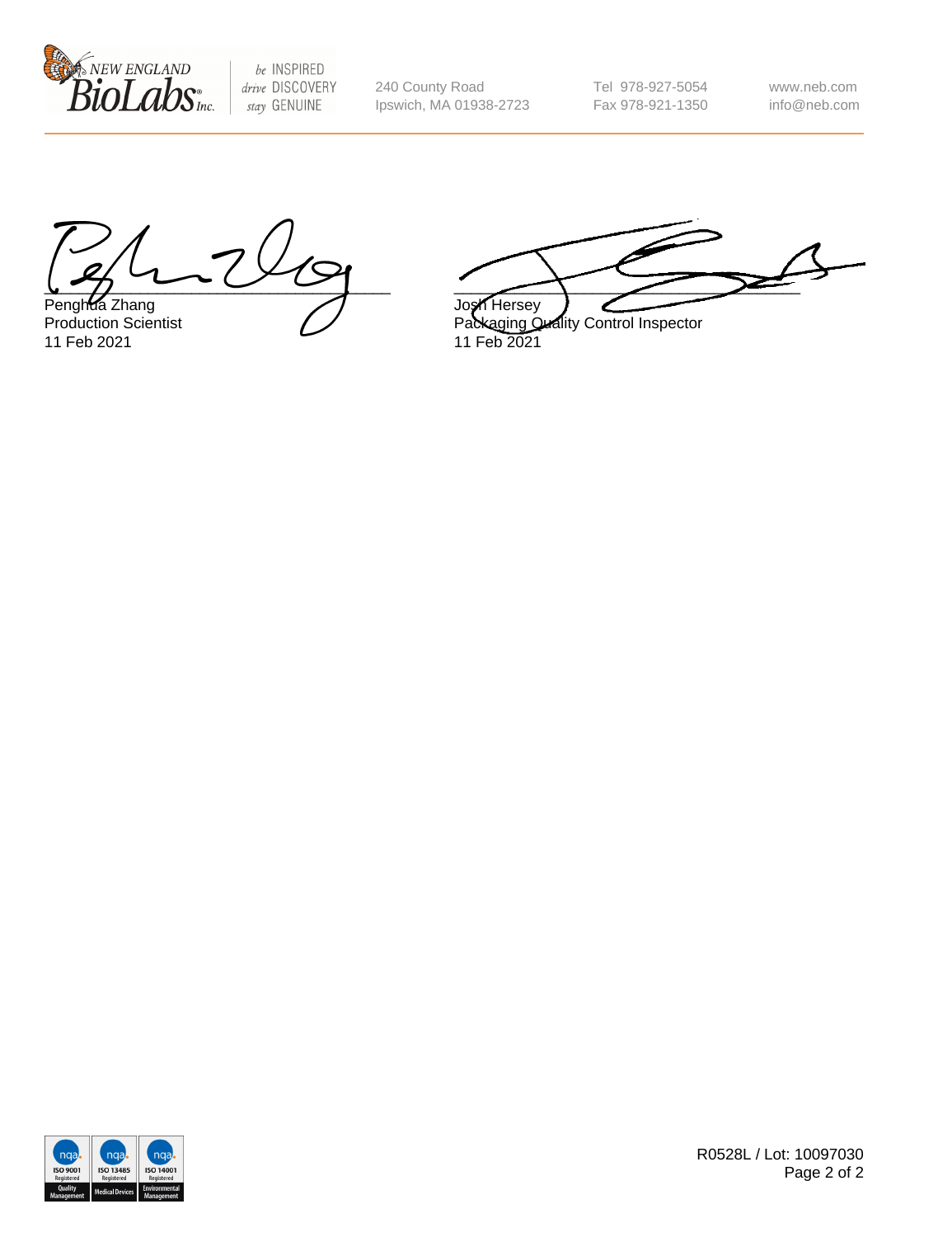Penghua Zhang
Production Scientist
11 Feb 2021

Josh Hersey
Packaging Quality Control Inspector
11 Feb 2021